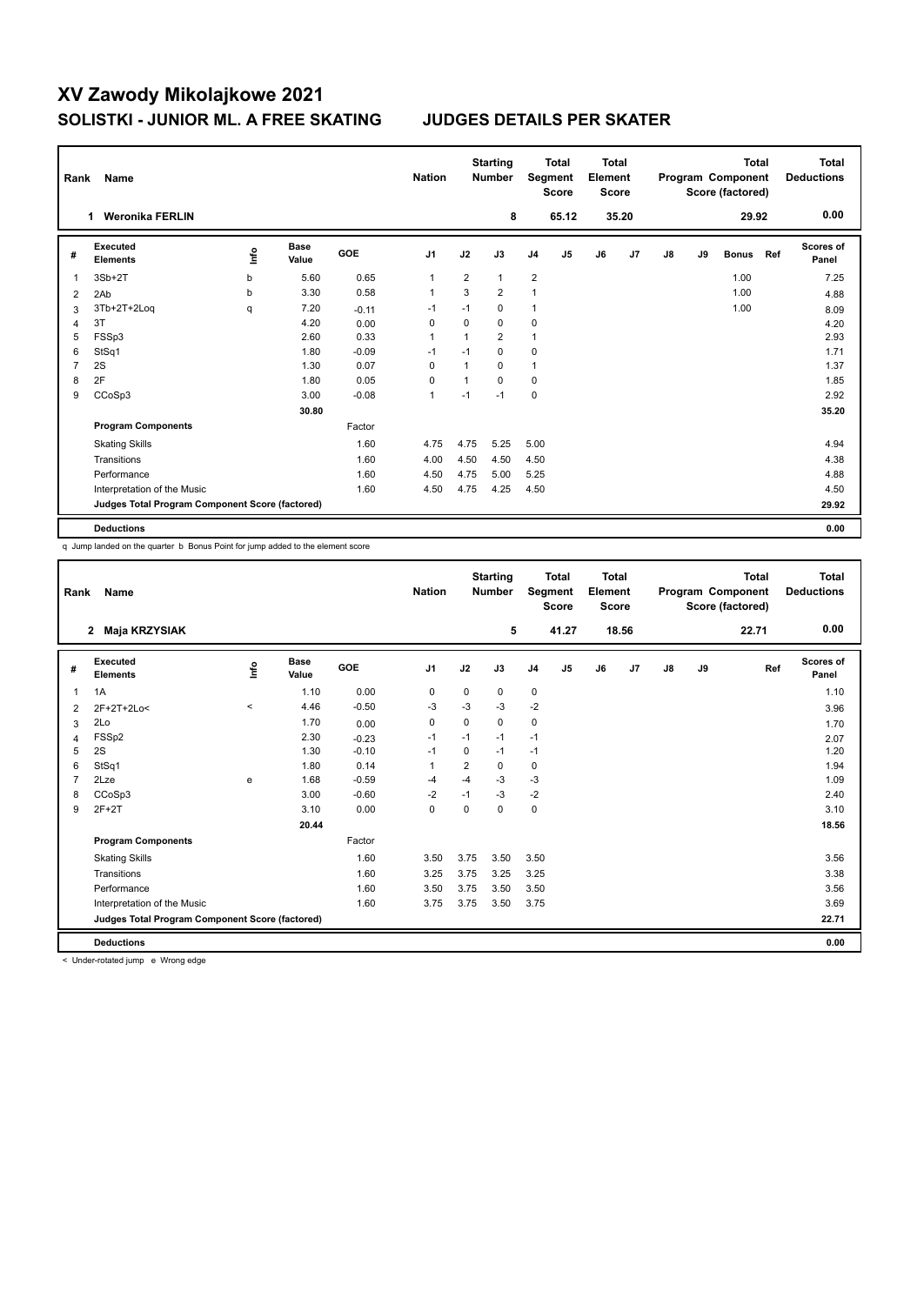# XV Zawody Mikolajkowe 2021

## SOLISTKI - JUNIOR ML. A FREE SKATING JUDGES DETAILS PER SKATER

| Rank | Name | Nation | Starting Number | Total Segment Score | Total Element Score | Total Program Component Score (factored) | Total Deductions |
|---|---|---|---|---|---|---|---|
| 1 | Weronika FERLIN | | 8 | 65.12 | 35.20 | 29.92 | 0.00 |

| # | Executed Elements | Info | Base Value | GOE | J1 | J2 | J3 | J4 | J5 | J6 | J7 | J8 | J9 | Bonus | Ref | Scores of Panel |
|---|---|---|---|---|---|---|---|---|---|---|---|---|---|---|---|---|
| 1 | 3Sb+2T | b | 5.60 | 0.65 | 1 | 2 | 1 | 2 | | | | | | 1.00 | | 7.25 |
| 2 | 2Ab | b | 3.30 | 0.58 | 1 | 3 | 2 | 1 | | | | | | 1.00 | | 4.88 |
| 3 | 3Tb+2T+2Loq | q | 7.20 | -0.11 | -1 | -1 | 0 | 1 | | | | | | 1.00 | | 8.09 |
| 4 | 3T | | 4.20 | 0.00 | 0 | 0 | 0 | 0 | | | | | | | | 4.20 |
| 5 | FSSp3 | | 2.60 | 0.33 | 1 | 1 | 2 | 1 | | | | | | | | 2.93 |
| 6 | StSq1 | | 1.80 | -0.09 | -1 | -1 | 0 | 0 | | | | | | | | 1.71 |
| 7 | 2S | | 1.30 | 0.07 | 0 | 1 | 0 | 1 | | | | | | | | 1.37 |
| 8 | 2F | | 1.80 | 0.05 | 0 | 1 | 0 | 0 | | | | | | | | 1.85 |
| 9 | CCoSp3 | | 3.00 | -0.08 | 1 | -1 | -1 | 0 | | | | | | | | 2.92 |
| | | | 30.80 | | | | | | | | | | | | | 35.20 |
| | **Program Components** | | | Factor | | | | | | | | | | | | |
| | Skating Skills | | | 1.60 | 4.75 | 4.75 | 5.25 | 5.00 | | | | | | | | 4.94 |
| | Transitions | | | 1.60 | 4.00 | 4.50 | 4.50 | 4.50 | | | | | | | | 4.38 |
| | Performance | | | 1.60 | 4.50 | 4.75 | 5.00 | 5.25 | | | | | | | | 4.88 |
| | Interpretation of the Music | | | 1.60 | 4.50 | 4.75 | 4.25 | 4.50 | | | | | | | | 4.50 |
| | **Judges Total Program Component Score (factored)** | | | | | | | | | | | | | | | 29.92 |
| | **Deductions** | | | | | | | | | | | | | | | 0.00 |

q Jump landed on the quarter b Bonus Point for jump added to the element score

| Rank | Name | Nation | Starting Number | Total Segment Score | Total Element Score | Total Program Component Score (factored) | Total Deductions |
|---|---|---|---|---|---|---|---|
| 2 | Maja KRZYSIAK | | 5 | 41.27 | 18.56 | 22.71 | 0.00 |

| # | Executed Elements | Info | Base Value | GOE | J1 | J2 | J3 | J4 | J5 | J6 | J7 | J8 | J9 | Ref | Scores of Panel |
|---|---|---|---|---|---|---|---|---|---|---|---|---|---|---|---|
| 1 | 1A | | 1.10 | 0.00 | 0 | 0 | 0 | 0 | | | | | | | 1.10 |
| 2 | 2F+2T+2Lo< | < | 4.46 | -0.50 | -3 | -3 | -3 | -2 | | | | | | | 3.96 |
| 3 | 2Lo | | 1.70 | 0.00 | 0 | 0 | 0 | 0 | | | | | | | 1.70 |
| 4 | FSSp2 | | 2.30 | -0.23 | -1 | -1 | -1 | -1 | | | | | | | 2.07 |
| 5 | 2S | | 1.30 | -0.10 | -1 | 0 | -1 | -1 | | | | | | | 1.20 |
| 6 | StSq1 | | 1.80 | 0.14 | 1 | 2 | 0 | 0 | | | | | | | 1.94 |
| 7 | 2Lze | e | 1.68 | -0.59 | -4 | -4 | -3 | -3 | | | | | | | 1.09 |
| 8 | CCoSp3 | | 3.00 | -0.60 | -2 | -1 | -3 | -2 | | | | | | | 2.40 |
| 9 | 2F+2T | | 3.10 | 0.00 | 0 | 0 | 0 | 0 | | | | | | | 3.10 |
| | | | 20.44 | | | | | | | | | | | | 18.56 |
| | **Program Components** | | | Factor | | | | | | | | | | | |
| | Skating Skills | | | 1.60 | 3.50 | 3.75 | 3.50 | 3.50 | | | | | | | 3.56 |
| | Transitions | | | 1.60 | 3.25 | 3.75 | 3.25 | 3.25 | | | | | | | 3.38 |
| | Performance | | | 1.60 | 3.50 | 3.75 | 3.50 | 3.50 | | | | | | | 3.56 |
| | Interpretation of the Music | | | 1.60 | 3.75 | 3.75 | 3.50 | 3.75 | | | | | | | 3.69 |
| | **Judges Total Program Component Score (factored)** | | | | | | | | | | | | | | 22.71 |
| | **Deductions** | | | | | | | | | | | | | | 0.00 |

< Under-rotated jump e Wrong edge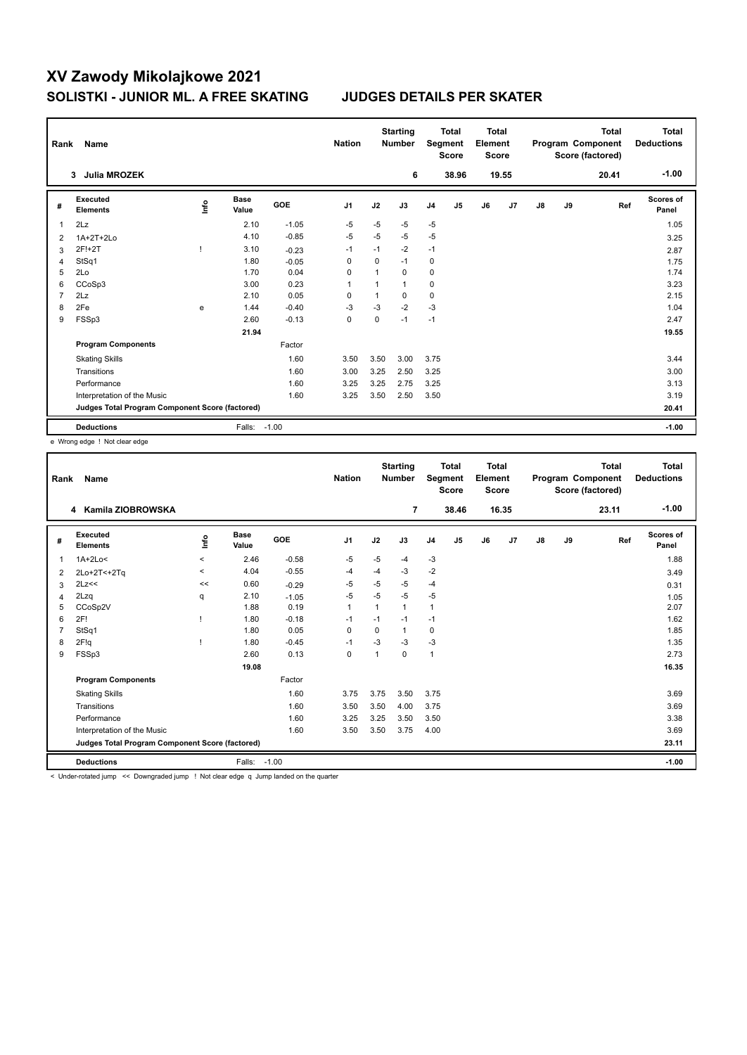# XV Zawody Mikolajkowe 2021

## SOLISTKI - JUNIOR ML. A FREE SKATING JUDGES DETAILS PER SKATER

| Rank | Name | Nation | Starting Number | Total Segment Score | Total Element Score | Total Program Component Score (factored) | Total Deductions |
|---|---|---|---|---|---|---|---|
| 3 | Julia MROZEK | | 6 | 38.96 | 19.55 | 20.41 | -1.00 |

| # | Executed Elements | Info | Base Value | GOE | J1 | J2 | J3 | J4 | J5 | J6 | J7 | J8 | J9 | Ref | Scores of Panel |
|---|---|---|---|---|---|---|---|---|---|---|---|---|---|---|---|
| 1 | 2Lz | | 2.10 | -1.05 | -5 | -5 | -5 | -5 | | | | | | | 1.05 |
| 2 | 1A+2T+2Lo | | 4.10 | -0.85 | -5 | -5 | -5 | -5 | | | | | | | 3.25 |
| 3 | 2F!+2T | ! | 3.10 | -0.23 | -1 | -1 | -2 | -1 | | | | | | | 2.87 |
| 4 | StSq1 | | 1.80 | -0.05 | 0 | 0 | -1 | 0 | | | | | | | 1.75 |
| 5 | 2Lo | | 1.70 | 0.04 | 0 | 1 | 0 | 0 | | | | | | | 1.74 |
| 6 | CCoSp3 | | 3.00 | 0.23 | 1 | 1 | 1 | 0 | | | | | | | 3.23 |
| 7 | 2Lz | | 2.10 | 0.05 | 0 | 1 | 0 | 0 | | | | | | | 2.15 |
| 8 | 2Fe | e | 1.44 | -0.40 | -3 | -3 | -2 | -3 | | | | | | | 1.04 |
| 9 | FSSp3 | | 2.60 | -0.13 | 0 | 0 | -1 | -1 | | | | | | | 2.47 |
| | | | 21.94 | | | | | | | | | | | | 19.55 |
| | **Program Components** | | | Factor | | | | | | | | | | | |
| | Skating Skills | | | 1.60 | 3.50 | 3.50 | 3.00 | 3.75 | | | | | | | 3.44 |
| | Transitions | | | 1.60 | 3.00 | 3.25 | 2.50 | 3.25 | | | | | | | 3.00 |
| | Performance | | | 1.60 | 3.25 | 3.25 | 2.75 | 3.25 | | | | | | | 3.13 |
| | Interpretation of the Music | | | 1.60 | 3.25 | 3.50 | 2.50 | 3.50 | | | | | | | 3.19 |
| | **Judges Total Program Component Score (factored)** | | | | | | | | | | | | | | 20.41 |
| | **Deductions** | | Falls: | -1.00 | | | | | | | | | | | -1.00 |

e Wrong edge ! Not clear edge

| Rank | Name | Nation | Starting Number | Total Segment Score | Total Element Score | Total Program Component Score (factored) | Total Deductions |
|---|---|---|---|---|---|---|---|
| 4 | Kamila ZIOBROWSKA | | 7 | 38.46 | 16.35 | 23.11 | -1.00 |

| # | Executed Elements | Info | Base Value | GOE | J1 | J2 | J3 | J4 | J5 | J6 | J7 | J8 | J9 | Ref | Scores of Panel |
|---|---|---|---|---|---|---|---|---|---|---|---|---|---|---|---|
| 1 | 1A+2Lo< | < | 2.46 | -0.58 | -5 | -5 | -4 | -3 | | | | | | | 1.88 |
| 2 | 2Lo+2T<+2Tq | < | 4.04 | -0.55 | -4 | -4 | -3 | -2 | | | | | | | 3.49 |
| 3 | 2Lz<< | << | 0.60 | -0.29 | -5 | -5 | -5 | -4 | | | | | | | 0.31 |
| 4 | 2Lzq | q | 2.10 | -1.05 | -5 | -5 | -5 | -5 | | | | | | | 1.05 |
| 5 | CCoSp2V | | 1.88 | 0.19 | 1 | 1 | 1 | 1 | | | | | | | 2.07 |
| 6 | 2F! | ! | 1.80 | -0.18 | -1 | -1 | -1 | -1 | | | | | | | 1.62 |
| 7 | StSq1 | | 1.80 | 0.05 | 0 | 0 | 1 | 0 | | | | | | | 1.85 |
| 8 | 2F!q | ! | 1.80 | -0.45 | -1 | -3 | -3 | -3 | | | | | | | 1.35 |
| 9 | FSSp3 | | 2.60 | 0.13 | 0 | 1 | 0 | 1 | | | | | | | 2.73 |
| | | | 19.08 | | | | | | | | | | | | 16.35 |
| | **Program Components** | | | Factor | | | | | | | | | | | |
| | Skating Skills | | | 1.60 | 3.75 | 3.75 | 3.50 | 3.75 | | | | | | | 3.69 |
| | Transitions | | | 1.60 | 3.50 | 3.50 | 4.00 | 3.75 | | | | | | | 3.69 |
| | Performance | | | 1.60 | 3.25 | 3.25 | 3.50 | 3.50 | | | | | | | 3.38 |
| | Interpretation of the Music | | | 1.60 | 3.50 | 3.50 | 3.75 | 4.00 | | | | | | | 3.69 |
| | **Judges Total Program Component Score (factored)** | | | | | | | | | | | | | | 23.11 |
| | **Deductions** | | Falls: | -1.00 | | | | | | | | | | | -1.00 |

< Under-rotated jump << Downgraded jump ! Not clear edge q Jump landed on the quarter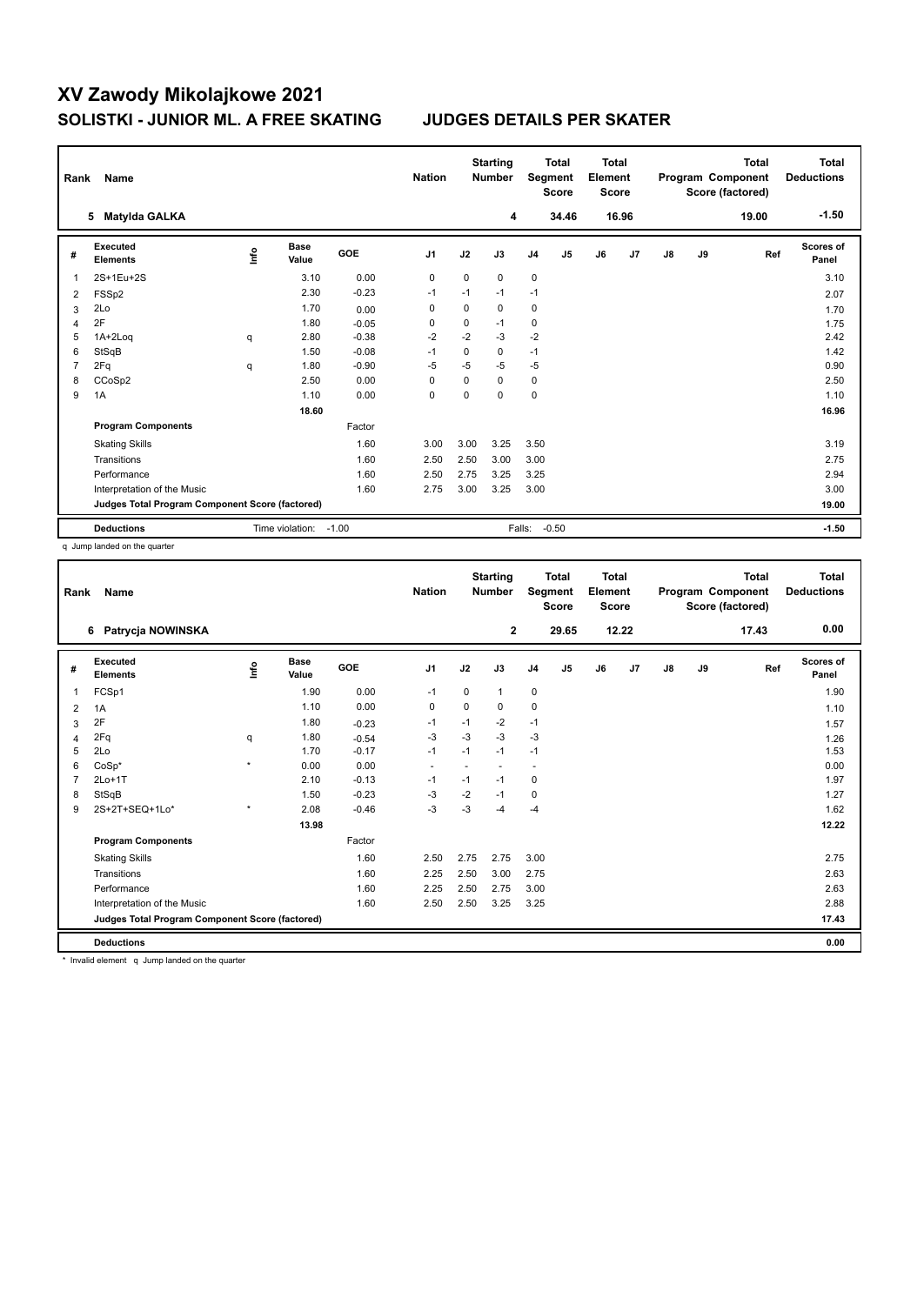# XV Zawody Mikolajkowe 2021

## SOLISTKI - JUNIOR ML. A FREE SKATING JUDGES DETAILS PER SKATER

| Rank | Name | Nation | Starting Number | Total Segment Score | Total Element Score | Total Program Component Score (factored) | Total Deductions |
|---|---|---|---|---|---|---|---|
| 5 | Matylda GALKA | | 4 | 34.46 | 16.96 | 19.00 | -1.50 |

| # | Executed Elements | Info | Base Value | GOE | J1 | J2 | J3 | J4 | J5 | J6 | J7 | J8 | J9 | Ref | Scores of Panel |
|---|---|---|---|---|---|---|---|---|---|---|---|---|---|---|---|
| 1 | 2S+1Eu+2S | | 3.10 | 0.00 | 0 | 0 | 0 | 0 | | | | | | | 3.10 |
| 2 | FSSp2 | | 2.30 | -0.23 | -1 | -1 | -1 | -1 | | | | | | | 2.07 |
| 3 | 2Lo | | 1.70 | 0.00 | 0 | 0 | 0 | 0 | | | | | | | 1.70 |
| 4 | 2F | | 1.80 | -0.05 | 0 | 0 | -1 | 0 | | | | | | | 1.75 |
| 5 | 1A+2Loq | q | 2.80 | -0.38 | -2 | -2 | -3 | -2 | | | | | | | 2.42 |
| 6 | StSqB | | 1.50 | -0.08 | -1 | 0 | 0 | -1 | | | | | | | 1.42 |
| 7 | 2Fq | q | 1.80 | -0.90 | -5 | -5 | -5 | -5 | | | | | | | 0.90 |
| 8 | CCoSp2 | | 2.50 | 0.00 | 0 | 0 | 0 | 0 | | | | | | | 2.50 |
| 9 | 1A | | 1.10 | 0.00 | 0 | 0 | 0 | 0 | | | | | | | 1.10 |
| | | | 18.60 | | | | | | | | | | | | 16.96 |
| | **Program Components** | | | Factor | | | | | | | | | | | |
| | Skating Skills | | | 1.60 | 3.00 | 3.00 | 3.25 | 3.50 | | | | | | | 3.19 |
| | Transitions | | | 1.60 | 2.50 | 2.50 | 3.00 | 3.00 | | | | | | | 2.75 |
| | Performance | | | 1.60 | 2.50 | 2.75 | 3.25 | 3.25 | | | | | | | 2.94 |
| | Interpretation of the Music | | | 1.60 | 2.75 | 3.00 | 3.25 | 3.00 | | | | | | | 3.00 |
| | **Judges Total Program Component Score (factored)** | | | | | | | | | | | | | | 19.00 |
| | **Deductions** | | Time violation: | -1.00 | | | Falls: | -0.50 | | | | | | | -1.50 |

q Jump landed on the quarter

| Rank | Name | Nation | Starting Number | Total Segment Score | Total Element Score | Total Program Component Score (factored) | Total Deductions |
|---|---|---|---|---|---|---|---|
| 6 | Patrycja NOWINSKA | | 2 | 29.65 | 12.22 | 17.43 | 0.00 |

| # | Executed Elements | Info | Base Value | GOE | J1 | J2 | J3 | J4 | J5 | J6 | J7 | J8 | J9 | Ref | Scores of Panel |
|---|---|---|---|---|---|---|---|---|---|---|---|---|---|---|---|
| 1 | FCSp1 | | 1.90 | 0.00 | -1 | 0 | 1 | 0 | | | | | | | 1.90 |
| 2 | 1A | | 1.10 | 0.00 | 0 | 0 | 0 | 0 | | | | | | | 1.10 |
| 3 | 2F | | 1.80 | -0.23 | -1 | -1 | -2 | -1 | | | | | | | 1.57 |
| 4 | 2Fq | q | 1.80 | -0.54 | -3 | -3 | -3 | -3 | | | | | | | 1.26 |
| 5 | 2Lo | | 1.70 | -0.17 | -1 | -1 | -1 | -1 | | | | | | | 1.53 |
| 6 | CoSp* | * | 0.00 | 0.00 | - | - | - | - | | | | | | | 0.00 |
| 7 | 2Lo+1T | | 2.10 | -0.13 | -1 | -1 | -1 | 0 | | | | | | | 1.97 |
| 8 | StSqB | | 1.50 | -0.23 | -3 | -2 | -1 | 0 | | | | | | | 1.27 |
| 9 | 2S+2T+SEQ+1Lo* | * | 2.08 | -0.46 | -3 | -3 | -4 | -4 | | | | | | | 1.62 |
| | | | 13.98 | | | | | | | | | | | | 12.22 |
| | **Program Components** | | | Factor | | | | | | | | | | | |
| | Skating Skills | | | 1.60 | 2.50 | 2.75 | 2.75 | 3.00 | | | | | | | 2.75 |
| | Transitions | | | 1.60 | 2.25 | 2.50 | 3.00 | 2.75 | | | | | | | 2.63 |
| | Performance | | | 1.60 | 2.25 | 2.50 | 2.75 | 3.00 | | | | | | | 2.63 |
| | Interpretation of the Music | | | 1.60 | 2.50 | 2.50 | 3.25 | 3.25 | | | | | | | 2.88 |
| | **Judges Total Program Component Score (factored)** | | | | | | | | | | | | | | 17.43 |
| | **Deductions** | | | | | | | | | | | | | | 0.00 |

\* Invalid element q Jump landed on the quarter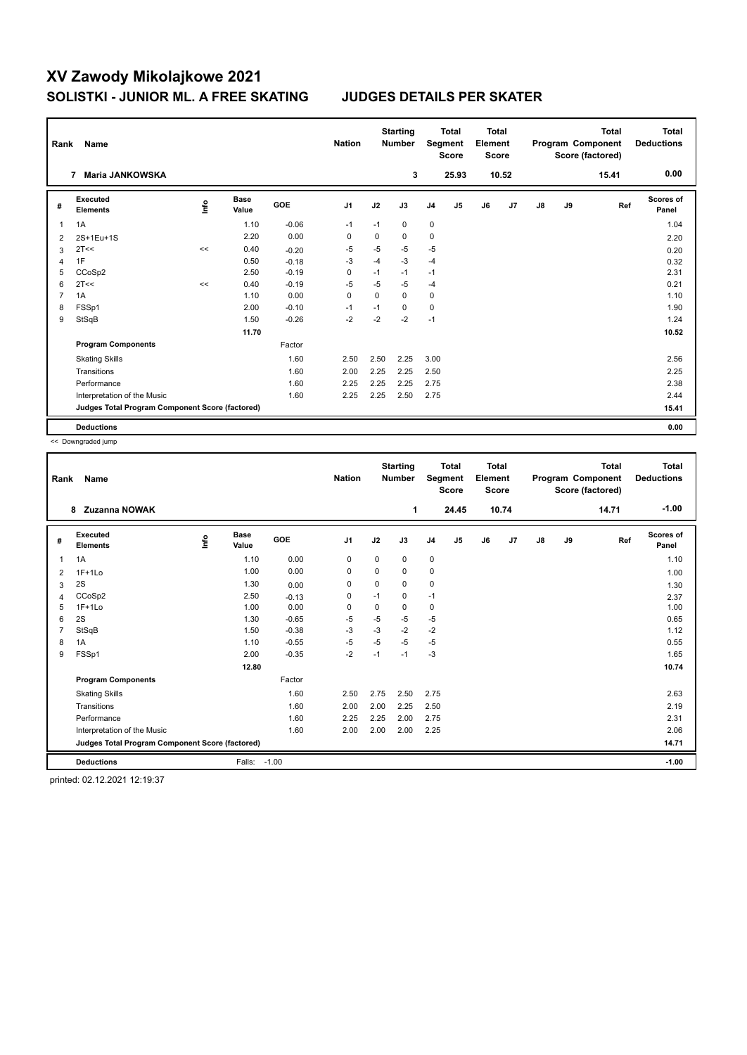# XV Zawody Mikolajkowe 2021

## SOLISTKI - JUNIOR ML. A FREE SKATING JUDGES DETAILS PER SKATER

| Rank | Name | Nation | Starting Number | Total Segment Score | Total Element Score | Total Program Component Score (factored) | Total Deductions |
|---|---|---|---|---|---|---|---|
| 7 | Maria JANKOWSKA | | 3 | 25.93 | 10.52 | 15.41 | 0.00 |

| # | Executed Elements | Info | Base Value | GOE | J1 | J2 | J3 | J4 | J5 | J6 | J7 | J8 | J9 | Ref | Scores of Panel |
|---|---|---|---|---|---|---|---|---|---|---|---|---|---|---|---|
| 1 | 1A | | 1.10 | -0.06 | -1 | -1 | 0 | 0 | | | | | | | 1.04 |
| 2 | 2S+1Eu+1S | | 2.20 | 0.00 | 0 | 0 | 0 | 0 | | | | | | | 2.20 |
| 3 | 2T<< | << | 0.40 | -0.20 | -5 | -5 | -5 | -5 | | | | | | | 0.20 |
| 4 | 1F | | 0.50 | -0.18 | -3 | -4 | -3 | -4 | | | | | | | 0.32 |
| 5 | CCoSp2 | | 2.50 | -0.19 | 0 | -1 | -1 | -1 | | | | | | | 2.31 |
| 6 | 2T<< | << | 0.40 | -0.19 | -5 | -5 | -5 | -4 | | | | | | | 0.21 |
| 7 | 1A | | 1.10 | 0.00 | 0 | 0 | 0 | 0 | | | | | | | 1.10 |
| 8 | FSSp1 | | 2.00 | -0.10 | -1 | -1 | 0 | 0 | | | | | | | 1.90 |
| 9 | StSqB | | 1.50 | -0.26 | -2 | -2 | -2 | -1 | | | | | | | 1.24 |
| | | | 11.70 | | | | | | | | | | | | 10.52 |
| | **Program Components** | | | Factor | | | | | | | | | | | |
| | Skating Skills | | | 1.60 | 2.50 | 2.50 | 2.25 | 3.00 | | | | | | | 2.56 |
| | Transitions | | | 1.60 | 2.00 | 2.25 | 2.25 | 2.50 | | | | | | | 2.25 |
| | Performance | | | 1.60 | 2.25 | 2.25 | 2.25 | 2.75 | | | | | | | 2.38 |
| | Interpretation of the Music | | | 1.60 | 2.25 | 2.25 | 2.50 | 2.75 | | | | | | | 2.44 |
| | **Judges Total Program Component Score (factored)** | | | | | | | | | | | | | | 15.41 |
| | **Deductions** | | | | | | | | | | | | | | 0.00 |

<< Downgraded jump

| Rank | Name | Nation | Starting Number | Total Segment Score | Total Element Score | Total Program Component Score (factored) | Total Deductions |
|---|---|---|---|---|---|---|---|
| 8 | Zuzanna NOWAK | | 1 | 24.45 | 10.74 | 14.71 | -1.00 |

| # | Executed Elements | Info | Base Value | GOE | J1 | J2 | J3 | J4 | J5 | J6 | J7 | J8 | J9 | Ref | Scores of Panel |
|---|---|---|---|---|---|---|---|---|---|---|---|---|---|---|---|
| 1 | 1A | | 1.10 | 0.00 | 0 | 0 | 0 | 0 | | | | | | | 1.10 |
| 2 | 1F+1Lo | | 1.00 | 0.00 | 0 | 0 | 0 | 0 | | | | | | | 1.00 |
| 3 | 2S | | 1.30 | 0.00 | 0 | 0 | 0 | 0 | | | | | | | 1.30 |
| 4 | CCoSp2 | | 2.50 | -0.13 | 0 | -1 | 0 | -1 | | | | | | | 2.37 |
| 5 | 1F+1Lo | | 1.00 | 0.00 | 0 | 0 | 0 | 0 | | | | | | | 1.00 |
| 6 | 2S | | 1.30 | -0.65 | -5 | -5 | -5 | -5 | | | | | | | 0.65 |
| 7 | StSqB | | 1.50 | -0.38 | -3 | -3 | -2 | -2 | | | | | | | 1.12 |
| 8 | 1A | | 1.10 | -0.55 | -5 | -5 | -5 | -5 | | | | | | | 0.55 |
| 9 | FSSp1 | | 2.00 | -0.35 | -2 | -1 | -1 | -3 | | | | | | | 1.65 |
| | | | 12.80 | | | | | | | | | | | | 10.74 |
| | **Program Components** | | | Factor | | | | | | | | | | | |
| | Skating Skills | | | 1.60 | 2.50 | 2.75 | 2.50 | 2.75 | | | | | | | 2.63 |
| | Transitions | | | 1.60 | 2.00 | 2.00 | 2.25 | 2.50 | | | | | | | 2.19 |
| | Performance | | | 1.60 | 2.25 | 2.25 | 2.00 | 2.75 | | | | | | | 2.31 |
| | Interpretation of the Music | | | 1.60 | 2.00 | 2.00 | 2.00 | 2.25 | | | | | | | 2.06 |
| | **Judges Total Program Component Score (factored)** | | | | | | | | | | | | | | 14.71 |
| | **Deductions** | | Falls: | -1.00 | | | | | | | | | | | -1.00 |

printed: 02.12.2021 12:19:37